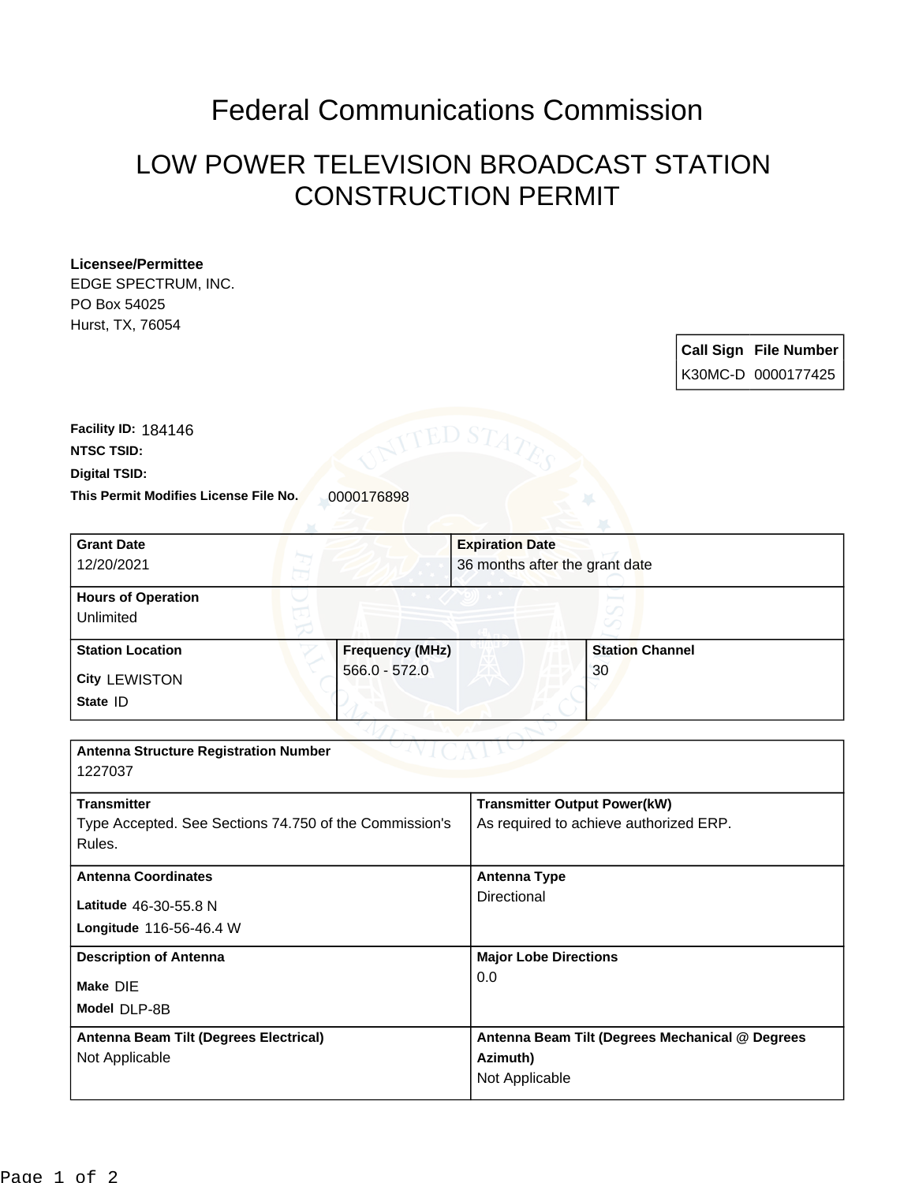# Federal Communications Commission

## LOW POWER TELEVISION BROADCAST STATION CONSTRUCTION PERMIT

**Licensee/Permittee**
EDGE SPECTRUM, INC.
PO Box 54025
Hurst, TX, 76054

| Call Sign | File Number |
|---|---|
| K30MC-D | 0000177425 |

**Facility ID:** 184146
**NTSC TSID:**
**Digital TSID:**
**This Permit Modifies License File No.** 0000176898

| **Grant Date** | **Expiration Date** | |
|---|---|---|
| 12/20/2021 | 36 months after the grant date | |
| **Hours of Operation** | | |
| Unlimited | | |
| **Station Location** | **Frequency (MHz)** | **Station Channel** |
| City LEWISTON<br>State ID | 566.0 - 572.0 | 30 |

| **Antenna Structure Registration Number** | |
|---|---|
| 1227037 | |
| **Transmitter**<br>Type Accepted. See Sections 74.750 of the Commission's Rules. | **Transmitter Output Power(kW)**<br>As required to achieve authorized ERP. |
| **Antenna Coordinates**<br>Latitude 46-30-55.8 N<br>Longitude 116-56-46.4 W | **Antenna Type**<br>Directional |
| **Description of Antenna**<br>Make DIE<br>Model DLP-8B | **Major Lobe Directions**<br>0.0 |
| **Antenna Beam Tilt (Degrees Electrical)**<br>Not Applicable | **Antenna Beam Tilt (Degrees Mechanical @ Degrees Azimuth)**<br>Not Applicable |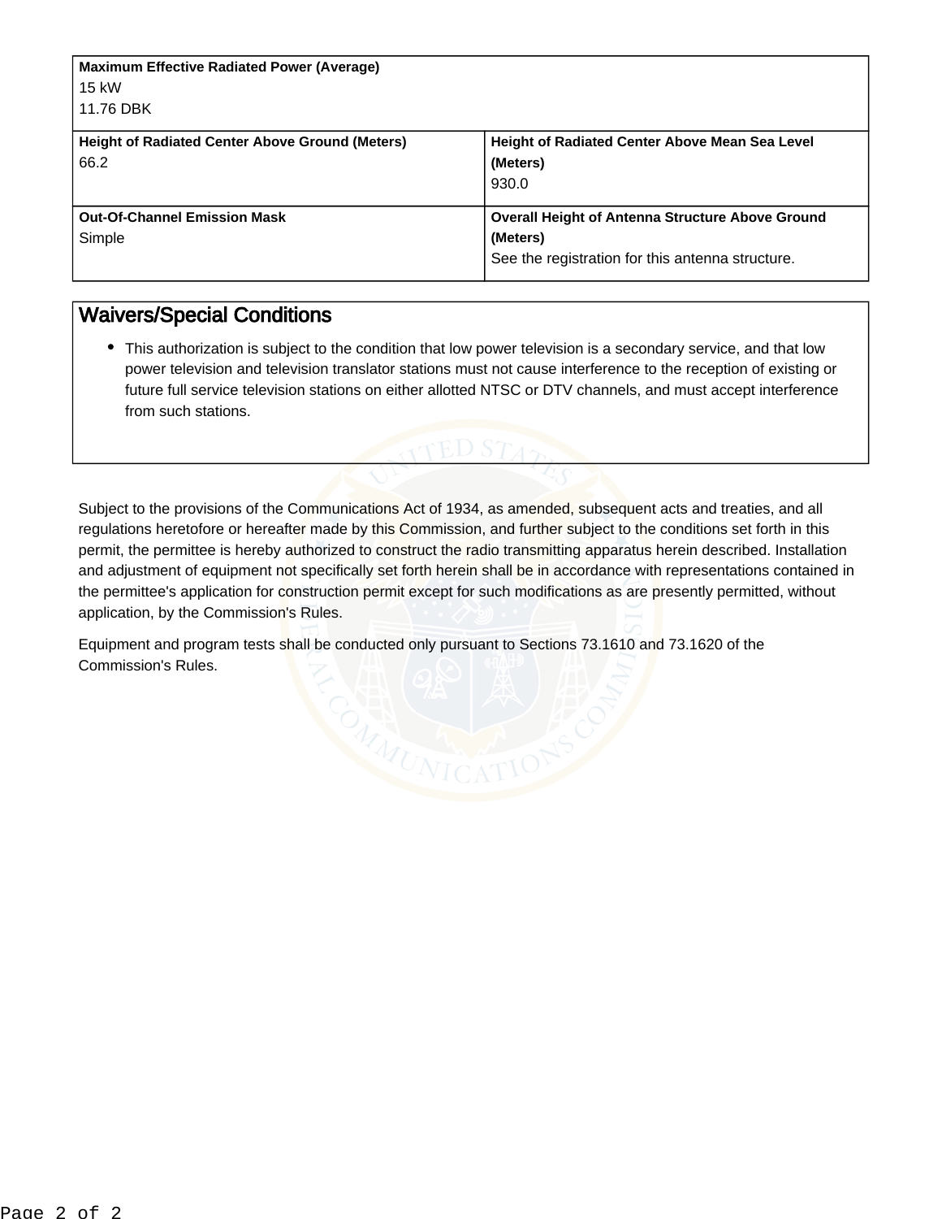| | |
|---|---|
| **Maximum Effective Radiated Power (Average)**<br>15 kW<br>11.76 DBK | |
| **Height of Radiated Center Above Ground (Meters)**<br>66.2 | **Height of Radiated Center Above Mean Sea Level (Meters)**<br>930.0 |
| **Out-Of-Channel Emission Mask**<br>Simple | **Overall Height of Antenna Structure Above Ground (Meters)**<br>See the registration for this antenna structure. |

## Waivers/Special Conditions

- This authorization is subject to the condition that low power television is a secondary service, and that low power television and television translator stations must not cause interference to the reception of existing or future full service television stations on either allotted NTSC or DTV channels, and must accept interference from such stations.

Subject to the provisions of the Communications Act of 1934, as amended, subsequent acts and treaties, and all regulations heretofore or hereafter made by this Commission, and further subject to the conditions set forth in this permit, the permittee is hereby authorized to construct the radio transmitting apparatus herein described. Installation and adjustment of equipment not specifically set forth herein shall be in accordance with representations contained in the permittee's application for construction permit except for such modifications as are presently permitted, without application, by the Commission's Rules.

Equipment and program tests shall be conducted only pursuant to Sections 73.1610 and 73.1620 of the Commission's Rules.